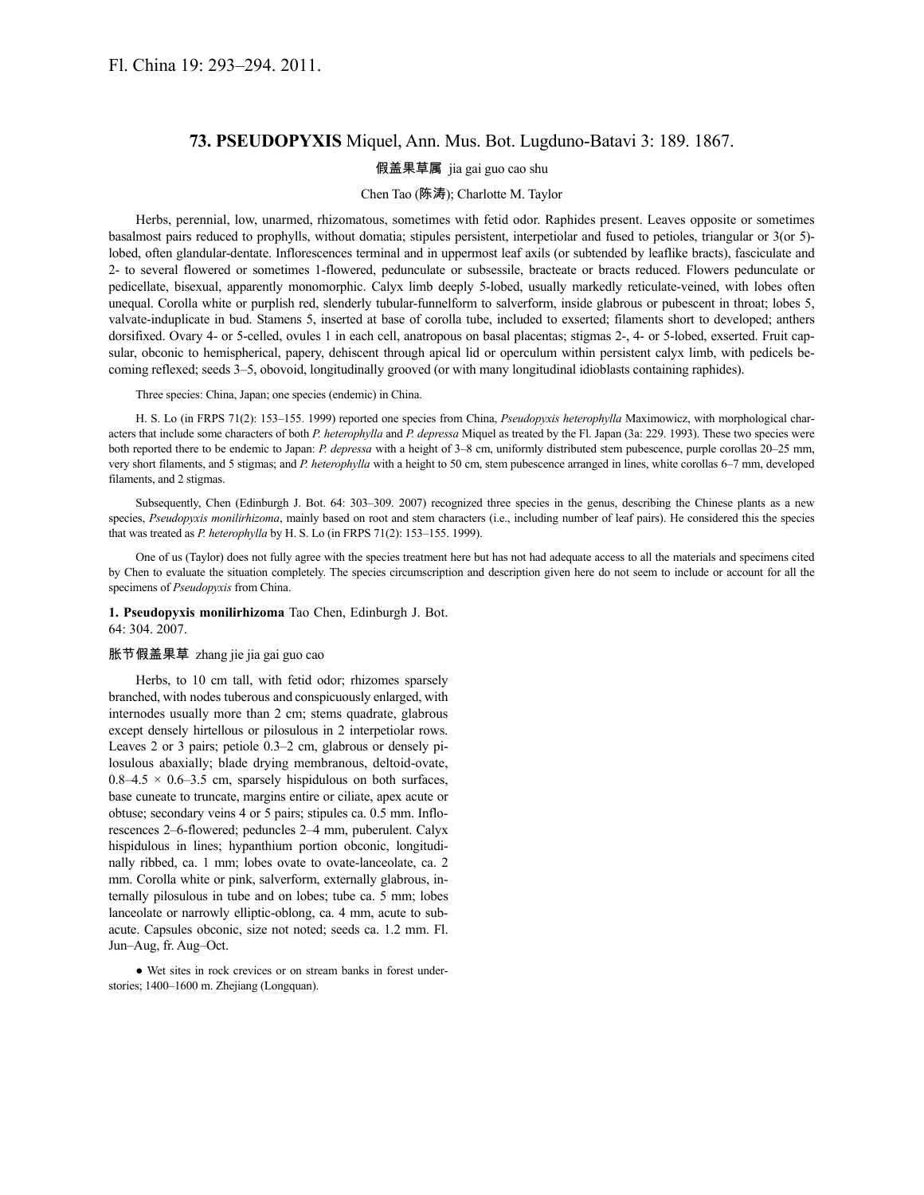Fl. China 19: 293–294. 2011.

## 73. PSEUDOPYXIS Miquel, Ann. Mus. Bot. Lugduno-Batavi 3: 189. 1867.

假盖果草属 jia gai guo cao shu

Chen Tao (陈涛); Charlotte M. Taylor

Herbs, perennial, low, unarmed, rhizomatous, sometimes with fetid odor. Raphides present. Leaves opposite or sometimes basalmost pairs reduced to prophylls, without domatia; stipules persistent, interpetiolar and fused to petioles, triangular or 3(or 5)-lobed, often glandular-dentate. Inflorescences terminal and in uppermost leaf axils (or subtended by leaflike bracts), fasciculate and 2- to several flowered or sometimes 1-flowered, pedunculate or subsessile, bracteate or bracts reduced. Flowers pedunculate or pedicellate, bisexual, apparently monomorphic. Calyx limb deeply 5-lobed, usually markedly reticulate-veined, with lobes often unequal. Corolla white or purplish red, slenderly tubular-funnelform to salverform, inside glabrous or pubescent in throat; lobes 5, valvate-induplicate in bud. Stamens 5, inserted at base of corolla tube, included to exserted; filaments short to developed; anthers dorsifixed. Ovary 4- or 5-celled, ovules 1 in each cell, anatropous on basal placentas; stigmas 2-, 4- or 5-lobed, exserted. Fruit capsular, obconic to hemispherical, papery, dehiscent through apical lid or operculum within persistent calyx limb, with pedicels becoming reflexed; seeds 3–5, obovoid, longitudinally grooved (or with many longitudinal idioblasts containing raphides).

Three species: China, Japan; one species (endemic) in China.

H. S. Lo (in FRPS 71(2): 153–155. 1999) reported one species from China, *Pseudopyxis heterophylla* Maximowicz, with morphological characters that include some characters of both *P. heterophylla* and *P. depressa* Miquel as treated by the Fl. Japan (3a: 229. 1993). These two species were both reported there to be endemic to Japan: *P. depressa* with a height of 3–8 cm, uniformly distributed stem pubescence, purple corollas 20–25 mm, very short filaments, and 5 stigmas; and *P. heterophylla* with a height to 50 cm, stem pubescence arranged in lines, white corollas 6–7 mm, developed filaments, and 2 stigmas.

Subsequently, Chen (Edinburgh J. Bot. 64: 303–309. 2007) recognized three species in the genus, describing the Chinese plants as a new species, *Pseudopyxis monilirhizoma*, mainly based on root and stem characters (i.e., including number of leaf pairs). He considered this the species that was treated as *P. heterophylla* by H. S. Lo (in FRPS 71(2): 153–155. 1999).

One of us (Taylor) does not fully agree with the species treatment here but has not had adequate access to all the materials and specimens cited by Chen to evaluate the situation completely. The species circumscription and description given here do not seem to include or account for all the specimens of *Pseudopyxis* from China.

**1. Pseudopyxis monilirhizoma** Tao Chen, Edinburgh J. Bot. 64: 304. 2007.

胀节假盖果草 zhang jie jia gai guo cao

Herbs, to 10 cm tall, with fetid odor; rhizomes sparsely branched, with nodes tuberous and conspicuously enlarged, with internodes usually more than 2 cm; stems quadrate, glabrous except densely hirtellous or pilosulous in 2 interpetiolar rows. Leaves 2 or 3 pairs; petiole 0.3–2 cm, glabrous or densely pilosulous abaxially; blade drying membranous, deltoid-ovate, 0.8–4.5 × 0.6–3.5 cm, sparsely hispidulous on both surfaces, base cuneate to truncate, margins entire or ciliate, apex acute or obtuse; secondary veins 4 or 5 pairs; stipules ca. 0.5 mm. Inflorescences 2–6-flowered; peduncles 2–4 mm, puberulent. Calyx hispidulous in lines; hypanthium portion obconic, longitudinally ribbed, ca. 1 mm; lobes ovate to ovate-lanceolate, ca. 2 mm. Corolla white or pink, salverform, externally glabrous, internally pilosulous in tube and on lobes; tube ca. 5 mm; lobes lanceolate or narrowly elliptic-oblong, ca. 4 mm, acute to subacute. Capsules obconic, size not noted; seeds ca. 1.2 mm. Fl. Jun–Aug, fr. Aug–Oct.

● Wet sites in rock crevices or on stream banks in forest understories; 1400–1600 m. Zhejiang (Longquan).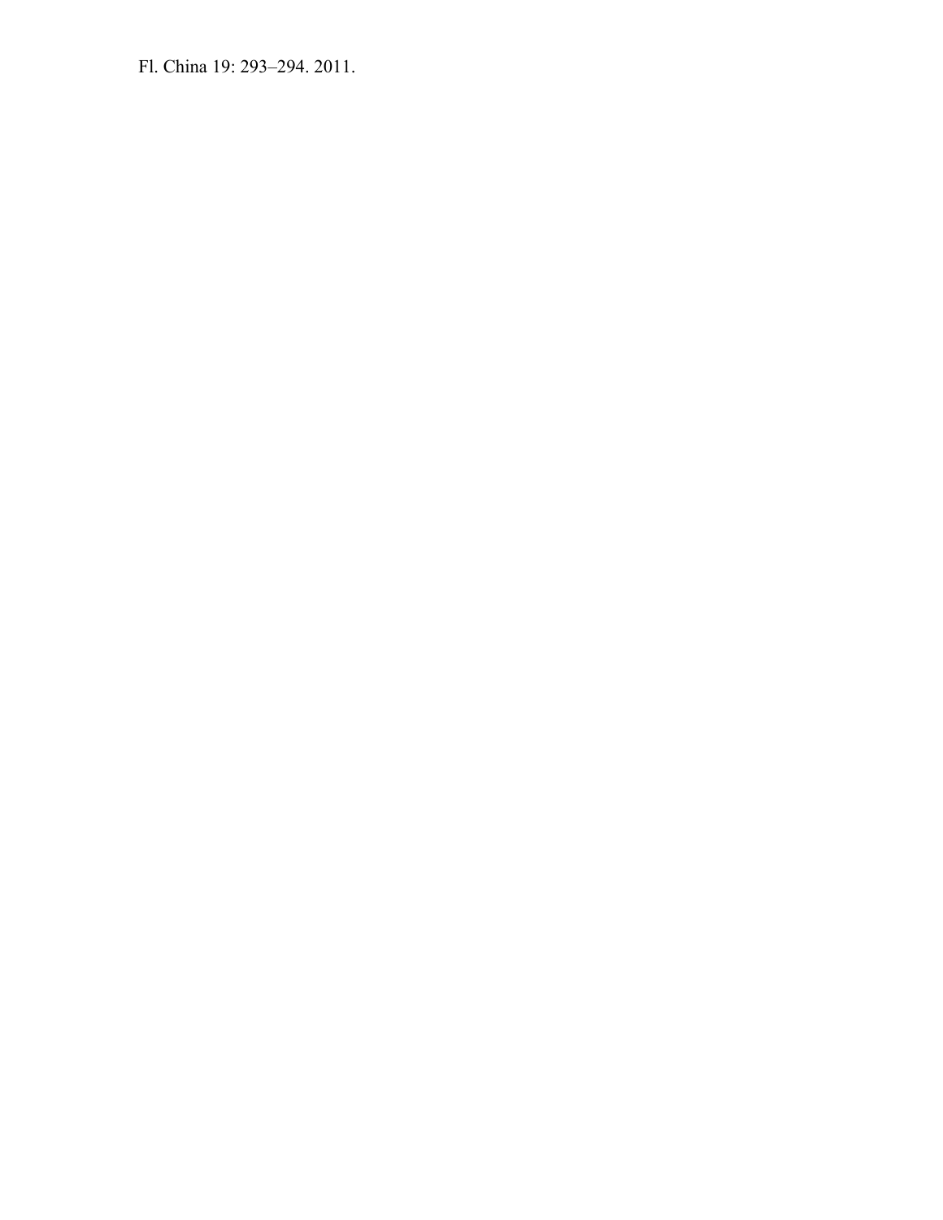Fl. China 19: 293–294. 2011.